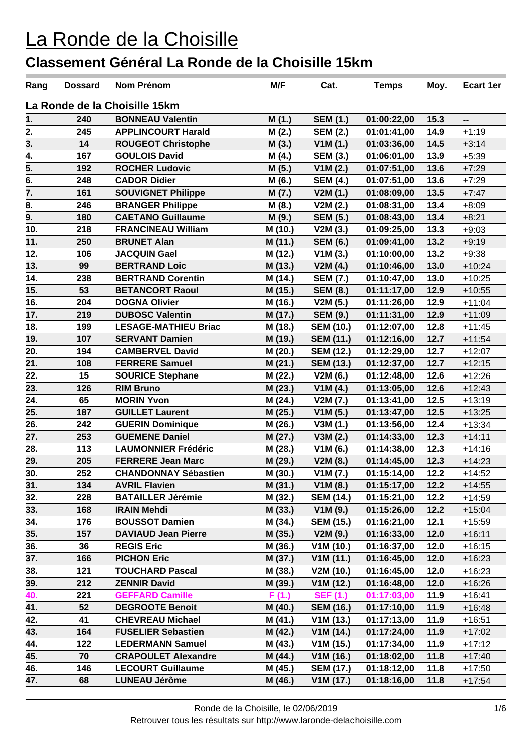# La Ronde de la Choisille

## Classement Général La Ronde de la Choisille 15km

| Rang | Dossard | Nom Prénom | M/F | Cat. | Temps | Moy. | Ecart 1er |
|---|---|---|---|---|---|---|---|
| **La Ronde de la Choisille 15km** | | | | | | | |
| 1. | 240 | BONNEAU Valentin | M (1.) | SEM (1.) | 01:00:22,00 | 15.3 | -- |
| 2. | 245 | APPLINCOURT Harald | M (2.) | SEM (2.) | 01:01:41,00 | 14.9 | +1:19 |
| 3. | 14 | ROUGEOT Christophe | M (3.) | V1M (1.) | 01:03:36,00 | 14.5 | +3:14 |
| 4. | 167 | GOULOIS David | M (4.) | SEM (3.) | 01:06:01,00 | 13.9 | +5:39 |
| 5. | 192 | ROCHER Ludovic | M (5.) | V1M (2.) | 01:07:51,00 | 13.6 | +7:29 |
| 6. | 248 | CADOR Didier | M (6.) | SEM (4.) | 01:07:51,00 | 13.6 | +7:29 |
| 7. | 161 | SOUVIGNET Philippe | M (7.) | V2M (1.) | 01:08:09,00 | 13.5 | +7:47 |
| 8. | 246 | BRANGER Philippe | M (8.) | V2M (2.) | 01:08:31,00 | 13.4 | +8:09 |
| 9. | 180 | CAETANO Guillaume | M (9.) | SEM (5.) | 01:08:43,00 | 13.4 | +8:21 |
| 10. | 218 | FRANCINEAU William | M (10.) | V2M (3.) | 01:09:25,00 | 13.3 | +9:03 |
| 11. | 250 | BRUNET Alan | M (11.) | SEM (6.) | 01:09:41,00 | 13.2 | +9:19 |
| 12. | 106 | JACQUIN Gael | M (12.) | V1M (3.) | 01:10:00,00 | 13.2 | +9:38 |
| 13. | 99 | BERTRAND Loic | M (13.) | V2M (4.) | 01:10:46,00 | 13.0 | +10:24 |
| 14. | 238 | BERTRAND Corentin | M (14.) | SEM (7.) | 01:10:47,00 | 13.0 | +10:25 |
| 15. | 53 | BETANCORT Raoul | M (15.) | SEM (8.) | 01:11:17,00 | 12.9 | +10:55 |
| 16. | 204 | DOGNA Olivier | M (16.) | V2M (5.) | 01:11:26,00 | 12.9 | +11:04 |
| 17. | 219 | DUBOSC Valentin | M (17.) | SEM (9.) | 01:11:31,00 | 12.9 | +11:09 |
| 18. | 199 | LESAGE-MATHIEU Briac | M (18.) | SEM (10.) | 01:12:07,00 | 12.8 | +11:45 |
| 19. | 107 | SERVANT Damien | M (19.) | SEM (11.) | 01:12:16,00 | 12.7 | +11:54 |
| 20. | 194 | CAMBERVEL David | M (20.) | SEM (12.) | 01:12:29,00 | 12.7 | +12:07 |
| 21. | 108 | FERRERE Samuel | M (21.) | SEM (13.) | 01:12:37,00 | 12.7 | +12:15 |
| 22. | 15 | SOURICE Stephane | M (22.) | V2M (6.) | 01:12:48,00 | 12.6 | +12:26 |
| 23. | 126 | RIM Bruno | M (23.) | V1M (4.) | 01:13:05,00 | 12.6 | +12:43 |
| 24. | 65 | MORIN Yvon | M (24.) | V2M (7.) | 01:13:41,00 | 12.5 | +13:19 |
| 25. | 187 | GUILLET Laurent | M (25.) | V1M (5.) | 01:13:47,00 | 12.5 | +13:25 |
| 26. | 242 | GUERIN Dominique | M (26.) | V3M (1.) | 01:13:56,00 | 12.4 | +13:34 |
| 27. | 253 | GUEMENE Daniel | M (27.) | V3M (2.) | 01:14:33,00 | 12.3 | +14:11 |
| 28. | 113 | LAUMONNIER Frédéric | M (28.) | V1M (6.) | 01:14:38,00 | 12.3 | +14:16 |
| 29. | 205 | FERRERE Jean Marc | M (29.) | V2M (8.) | 01:14:45,00 | 12.3 | +14:23 |
| 30. | 252 | CHANDONNAY Sébastien | M (30.) | V1M (7.) | 01:15:14,00 | 12.2 | +14:52 |
| 31. | 134 | AVRIL Flavien | M (31.) | V1M (8.) | 01:15:17,00 | 12.2 | +14:55 |
| 32. | 228 | BATAILLER Jérémie | M (32.) | SEM (14.) | 01:15:21,00 | 12.2 | +14:59 |
| 33. | 168 | IRAIN Mehdi | M (33.) | V1M (9.) | 01:15:26,00 | 12.2 | +15:04 |
| 34. | 176 | BOUSSOT Damien | M (34.) | SEM (15.) | 01:16:21,00 | 12.1 | +15:59 |
| 35. | 157 | DAVIAUD Jean Pierre | M (35.) | V2M (9.) | 01:16:33,00 | 12.0 | +16:11 |
| 36. | 36 | REGIS Eric | M (36.) | V1M (10.) | 01:16:37,00 | 12.0 | +16:15 |
| 37. | 166 | PICHON Eric | M (37.) | V1M (11.) | 01:16:45,00 | 12.0 | +16:23 |
| 38. | 121 | TOUCHARD Pascal | M (38.) | V2M (10.) | 01:16:45,00 | 12.0 | +16:23 |
| 39. | 212 | ZENNIR David | M (39.) | V1M (12.) | 01:16:48,00 | 12.0 | +16:26 |
| 40. | 221 | GEFFARD Camille | F (1.) | SEF (1.) | 01:17:03,00 | 11.9 | +16:41 |
| 41. | 52 | DEGROOTE Benoit | M (40.) | SEM (16.) | 01:17:10,00 | 11.9 | +16:48 |
| 42. | 41 | CHEVREAU Michael | M (41.) | V1M (13.) | 01:17:13,00 | 11.9 | +16:51 |
| 43. | 164 | FUSELIER Sebastien | M (42.) | V1M (14.) | 01:17:24,00 | 11.9 | +17:02 |
| 44. | 122 | LEDERMANN Samuel | M (43.) | V1M (15.) | 01:17:34,00 | 11.9 | +17:12 |
| 45. | 70 | CRAPOULET Alexandre | M (44.) | V1M (16.) | 01:18:02,00 | 11.8 | +17:40 |
| 46. | 146 | LECOURT Guillaume | M (45.) | SEM (17.) | 01:18:12,00 | 11.8 | +17:50 |
| 47. | 68 | LUNEAU Jérôme | M (46.) | V1M (17.) | 01:18:16,00 | 11.8 | +17:54 |

Ronde de la Choisille, le 02/06/2019

Retrouver tous les résultats sur http://www.laronde-delachoisille.com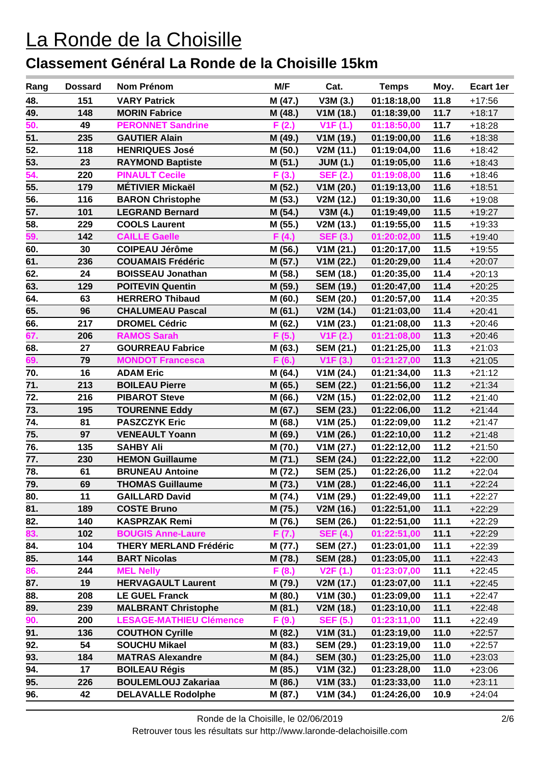# La Ronde de la Choisille

## Classement Général La Ronde de la Choisille 15km

| Rang | Dossard | Nom Prénom | M/F | Cat. | Temps | Moy. | Ecart 1er |
|---|---|---|---|---|---|---|---|
| 48. | 151 | VARY Patrick | M (47.) | V3M (3.) | 01:18:18,00 | 11.8 | +17:56 |
| 49. | 148 | MORIN Fabrice | M (48.) | V1M (18.) | 01:18:39,00 | 11.7 | +18:17 |
| 50. | 49 | PERONNET Sandrine | F (2.) | V1F (1.) | 01:18:50,00 | 11.7 | +18:28 |
| 51. | 235 | GAUTIER Alain | M (49.) | V1M (19.) | 01:19:00,00 | 11.6 | +18:38 |
| 52. | 118 | HENRIQUES José | M (50.) | V2M (11.) | 01:19:04,00 | 11.6 | +18:42 |
| 53. | 23 | RAYMOND Baptiste | M (51.) | JUM (1.) | 01:19:05,00 | 11.6 | +18:43 |
| 54. | 220 | PINAULT Cecile | F (3.) | SEF (2.) | 01:19:08,00 | 11.6 | +18:46 |
| 55. | 179 | MÉTIVIER Mickaël | M (52.) | V1M (20.) | 01:19:13,00 | 11.6 | +18:51 |
| 56. | 116 | BARON Christophe | M (53.) | V2M (12.) | 01:19:30,00 | 11.6 | +19:08 |
| 57. | 101 | LEGRAND Bernard | M (54.) | V3M (4.) | 01:19:49,00 | 11.5 | +19:27 |
| 58. | 229 | COOLS Laurent | M (55.) | V2M (13.) | 01:19:55,00 | 11.5 | +19:33 |
| 59. | 142 | CAILLE Gaelle | F (4.) | SEF (3.) | 01:20:02,00 | 11.5 | +19:40 |
| 60. | 30 | COIPEAU Jérôme | M (56.) | V1M (21.) | 01:20:17,00 | 11.5 | +19:55 |
| 61. | 236 | COUAMAIS Frédéric | M (57.) | V1M (22.) | 01:20:29,00 | 11.4 | +20:07 |
| 62. | 24 | BOISSEAU Jonathan | M (58.) | SEM (18.) | 01:20:35,00 | 11.4 | +20:13 |
| 63. | 129 | POITEVIN Quentin | M (59.) | SEM (19.) | 01:20:47,00 | 11.4 | +20:25 |
| 64. | 63 | HERRERO Thibaud | M (60.) | SEM (20.) | 01:20:57,00 | 11.4 | +20:35 |
| 65. | 96 | CHALUMEAU Pascal | M (61.) | V2M (14.) | 01:21:03,00 | 11.4 | +20:41 |
| 66. | 217 | DROMEL Cédric | M (62.) | V1M (23.) | 01:21:08,00 | 11.3 | +20:46 |
| 67. | 206 | RAMOS Sarah | F (5.) | V1F (2.) | 01:21:08,00 | 11.3 | +20:46 |
| 68. | 27 | GOURREAU Fabrice | M (63.) | SEM (21.) | 01:21:25,00 | 11.3 | +21:03 |
| 69. | 79 | MONDOT Francesca | F (6.) | V1F (3.) | 01:21:27,00 | 11.3 | +21:05 |
| 70. | 16 | ADAM Eric | M (64.) | V1M (24.) | 01:21:34,00 | 11.3 | +21:12 |
| 71. | 213 | BOILEAU Pierre | M (65.) | SEM (22.) | 01:21:56,00 | 11.2 | +21:34 |
| 72. | 216 | PIBAROT Steve | M (66.) | V2M (15.) | 01:22:02,00 | 11.2 | +21:40 |
| 73. | 195 | TOURENNE Eddy | M (67.) | SEM (23.) | 01:22:06,00 | 11.2 | +21:44 |
| 74. | 81 | PASZCZYK Eric | M (68.) | V1M (25.) | 01:22:09,00 | 11.2 | +21:47 |
| 75. | 97 | VENEAULT Yoann | M (69.) | V1M (26.) | 01:22:10,00 | 11.2 | +21:48 |
| 76. | 135 | SAHBY Ali | M (70.) | V1M (27.) | 01:22:12,00 | 11.2 | +21:50 |
| 77. | 230 | HEMON Guillaume | M (71.) | SEM (24.) | 01:22:22,00 | 11.2 | +22:00 |
| 78. | 61 | BRUNEAU Antoine | M (72.) | SEM (25.) | 01:22:26,00 | 11.2 | +22:04 |
| 79. | 69 | THOMAS Guillaume | M (73.) | V1M (28.) | 01:22:46,00 | 11.1 | +22:24 |
| 80. | 11 | GAILLARD David | M (74.) | V1M (29.) | 01:22:49,00 | 11.1 | +22:27 |
| 81. | 189 | COSTE Bruno | M (75.) | V2M (16.) | 01:22:51,00 | 11.1 | +22:29 |
| 82. | 140 | KASPRZAK Remi | M (76.) | SEM (26.) | 01:22:51,00 | 11.1 | +22:29 |
| 83. | 102 | BOUGIS Anne-Laure | F (7.) | SEF (4.) | 01:22:51,00 | 11.1 | +22:29 |
| 84. | 104 | THERY MERLAND Frédéric | M (77.) | SEM (27.) | 01:23:01,00 | 11.1 | +22:39 |
| 85. | 144 | BART Nicolas | M (78.) | SEM (28.) | 01:23:05,00 | 11.1 | +22:43 |
| 86. | 244 | MEL Nelly | F (8.) | V2F (1.) | 01:23:07,00 | 11.1 | +22:45 |
| 87. | 19 | HERVAGAULT Laurent | M (79.) | V2M (17.) | 01:23:07,00 | 11.1 | +22:45 |
| 88. | 208 | LE GUEL Franck | M (80.) | V1M (30.) | 01:23:09,00 | 11.1 | +22:47 |
| 89. | 239 | MALBRANT Christophe | M (81.) | V2M (18.) | 01:23:10,00 | 11.1 | +22:48 |
| 90. | 200 | LESAGE-MATHIEU Clémence | F (9.) | SEF (5.) | 01:23:11,00 | 11.1 | +22:49 |
| 91. | 136 | COUTHON Cyrille | M (82.) | V1M (31.) | 01:23:19,00 | 11.0 | +22:57 |
| 92. | 54 | SOUCHU Mikael | M (83.) | SEM (29.) | 01:23:19,00 | 11.0 | +22:57 |
| 93. | 184 | MATRAS Alexandre | M (84.) | SEM (30.) | 01:23:25,00 | 11.0 | +23:03 |
| 94. | 17 | BOILEAU Régis | M (85.) | V1M (32.) | 01:23:28,00 | 11.0 | +23:06 |
| 95. | 226 | BOULEMLOUJ Zakariaa | M (86.) | V1M (33.) | 01:23:33,00 | 11.0 | +23:11 |
| 96. | 42 | DELAVALLE Rodolphe | M (87.) | V1M (34.) | 01:24:26,00 | 10.9 | +24:04 |

Ronde de la Choisille, le 02/06/2019

Retrouver tous les résultats sur http://www.laronde-delachoisille.com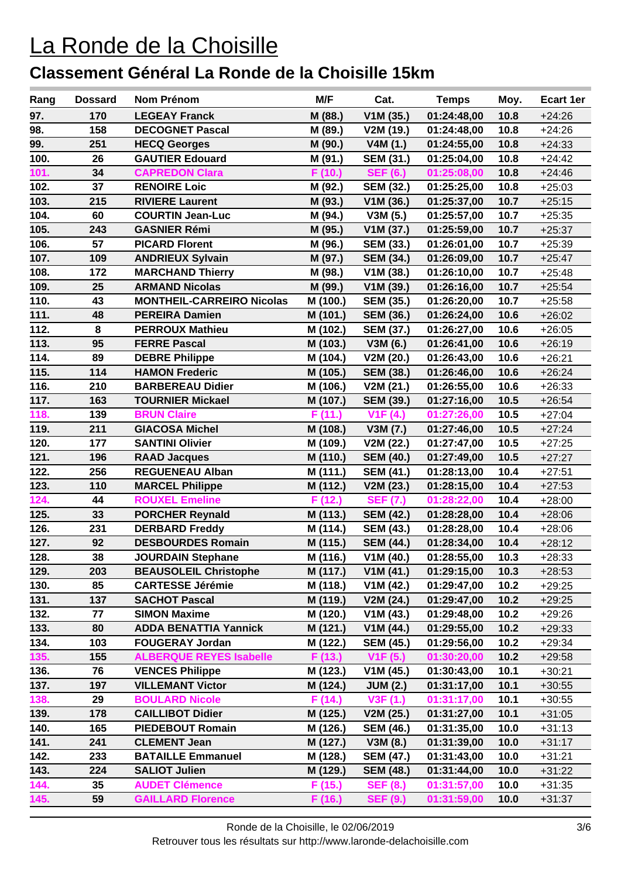# La Ronde de la Choisille

## Classement Général La Ronde de la Choisille 15km

| Rang | Dossard | Nom Prénom | M/F | Cat. | Temps | Moy. | Ecart 1er |
|---|---|---|---|---|---|---|---|
| 97. | 170 | LEGEAY Franck | M (88.) | V1M (35.) | 01:24:48,00 | 10.8 | +24:26 |
| 98. | 158 | DECOGNET Pascal | M (89.) | V2M (19.) | 01:24:48,00 | 10.8 | +24:26 |
| 99. | 251 | HECQ Georges | M (90.) | V4M (1.) | 01:24:55,00 | 10.8 | +24:33 |
| 100. | 26 | GAUTIER Edouard | M (91.) | SEM (31.) | 01:25:04,00 | 10.8 | +24:42 |
| 101. | 34 | CAPREDON Clara | F (10.) | SEF (6.) | 01:25:08,00 | 10.8 | +24:46 |
| 102. | 37 | RENOIRE Loic | M (92.) | SEM (32.) | 01:25:25,00 | 10.8 | +25:03 |
| 103. | 215 | RIVIERE Laurent | M (93.) | V1M (36.) | 01:25:37,00 | 10.7 | +25:15 |
| 104. | 60 | COURTIN Jean-Luc | M (94.) | V3M (5.) | 01:25:57,00 | 10.7 | +25:35 |
| 105. | 243 | GASNIER Rémi | M (95.) | V1M (37.) | 01:25:59,00 | 10.7 | +25:37 |
| 106. | 57 | PICARD Florent | M (96.) | SEM (33.) | 01:26:01,00 | 10.7 | +25:39 |
| 107. | 109 | ANDRIEUX Sylvain | M (97.) | SEM (34.) | 01:26:09,00 | 10.7 | +25:47 |
| 108. | 172 | MARCHAND Thierry | M (98.) | V1M (38.) | 01:26:10,00 | 10.7 | +25:48 |
| 109. | 25 | ARMAND Nicolas | M (99.) | V1M (39.) | 01:26:16,00 | 10.7 | +25:54 |
| 110. | 43 | MONTHEIL-CARREIRO Nicolas | M (100.) | SEM (35.) | 01:26:20,00 | 10.7 | +25:58 |
| 111. | 48 | PEREIRA Damien | M (101.) | SEM (36.) | 01:26:24,00 | 10.6 | +26:02 |
| 112. | 8 | PERROUX Mathieu | M (102.) | SEM (37.) | 01:26:27,00 | 10.6 | +26:05 |
| 113. | 95 | FERRE Pascal | M (103.) | V3M (6.) | 01:26:41,00 | 10.6 | +26:19 |
| 114. | 89 | DEBRE Philippe | M (104.) | V2M (20.) | 01:26:43,00 | 10.6 | +26:21 |
| 115. | 114 | HAMON Frederic | M (105.) | SEM (38.) | 01:26:46,00 | 10.6 | +26:24 |
| 116. | 210 | BARBEREAU Didier | M (106.) | V2M (21.) | 01:26:55,00 | 10.6 | +26:33 |
| 117. | 163 | TOURNIER Mickael | M (107.) | SEM (39.) | 01:27:16,00 | 10.5 | +26:54 |
| 118. | 139 | BRUN Claire | F (11.) | V1F (4.) | 01:27:26,00 | 10.5 | +27:04 |
| 119. | 211 | GIACOSA Michel | M (108.) | V3M (7.) | 01:27:46,00 | 10.5 | +27:24 |
| 120. | 177 | SANTINI Olivier | M (109.) | V2M (22.) | 01:27:47,00 | 10.5 | +27:25 |
| 121. | 196 | RAAD Jacques | M (110.) | SEM (40.) | 01:27:49,00 | 10.5 | +27:27 |
| 122. | 256 | REGUENEAU Alban | M (111.) | SEM (41.) | 01:28:13,00 | 10.4 | +27:51 |
| 123. | 110 | MARCEL Philippe | M (112.) | V2M (23.) | 01:28:15,00 | 10.4 | +27:53 |
| 124. | 44 | ROUXEL Emeline | F (12.) | SEF (7.) | 01:28:22,00 | 10.4 | +28:00 |
| 125. | 33 | PORCHER Reynald | M (113.) | SEM (42.) | 01:28:28,00 | 10.4 | +28:06 |
| 126. | 231 | DERBARD Freddy | M (114.) | SEM (43.) | 01:28:28,00 | 10.4 | +28:06 |
| 127. | 92 | DESBOURDES Romain | M (115.) | SEM (44.) | 01:28:34,00 | 10.4 | +28:12 |
| 128. | 38 | JOURDAIN Stephane | M (116.) | V1M (40.) | 01:28:55,00 | 10.3 | +28:33 |
| 129. | 203 | BEAUSOLEIL Christophe | M (117.) | V1M (41.) | 01:29:15,00 | 10.3 | +28:53 |
| 130. | 85 | CARTESSE Jérémie | M (118.) | V1M (42.) | 01:29:47,00 | 10.2 | +29:25 |
| 131. | 137 | SACHOT Pascal | M (119.) | V2M (24.) | 01:29:47,00 | 10.2 | +29:25 |
| 132. | 77 | SIMON Maxime | M (120.) | V1M (43.) | 01:29:48,00 | 10.2 | +29:26 |
| 133. | 80 | ADDA BENATTIA Yannick | M (121.) | V1M (44.) | 01:29:55,00 | 10.2 | +29:33 |
| 134. | 103 | FOUGERAY Jordan | M (122.) | SEM (45.) | 01:29:56,00 | 10.2 | +29:34 |
| 135. | 155 | ALBERQUE REYES Isabelle | F (13.) | V1F (5.) | 01:30:20,00 | 10.2 | +29:58 |
| 136. | 76 | VENCES Philippe | M (123.) | V1M (45.) | 01:30:43,00 | 10.1 | +30:21 |
| 137. | 197 | VILLEMANT Victor | M (124.) | JUM (2.) | 01:31:17,00 | 10.1 | +30:55 |
| 138. | 29 | BOULARD Nicole | F (14.) | V3F (1.) | 01:31:17,00 | 10.1 | +30:55 |
| 139. | 178 | CAILLIBOT Didier | M (125.) | V2M (25.) | 01:31:27,00 | 10.1 | +31:05 |
| 140. | 165 | PIEDEBOUT Romain | M (126.) | SEM (46.) | 01:31:35,00 | 10.0 | +31:13 |
| 141. | 241 | CLEMENT Jean | M (127.) | V3M (8.) | 01:31:39,00 | 10.0 | +31:17 |
| 142. | 233 | BATAILLE Emmanuel | M (128.) | SEM (47.) | 01:31:43,00 | 10.0 | +31:21 |
| 143. | 224 | SALIOT Julien | M (129.) | SEM (48.) | 01:31:44,00 | 10.0 | +31:22 |
| 144. | 35 | AUDET Clémence | F (15.) | SEF (8.) | 01:31:57,00 | 10.0 | +31:35 |
| 145. | 59 | GAILLARD Florence | F (16.) | SEF (9.) | 01:31:59,00 | 10.0 | +31:37 |

Ronde de la Choisille, le 02/06/2019

Retrouver tous les résultats sur http://www.laronde-delachoisille.com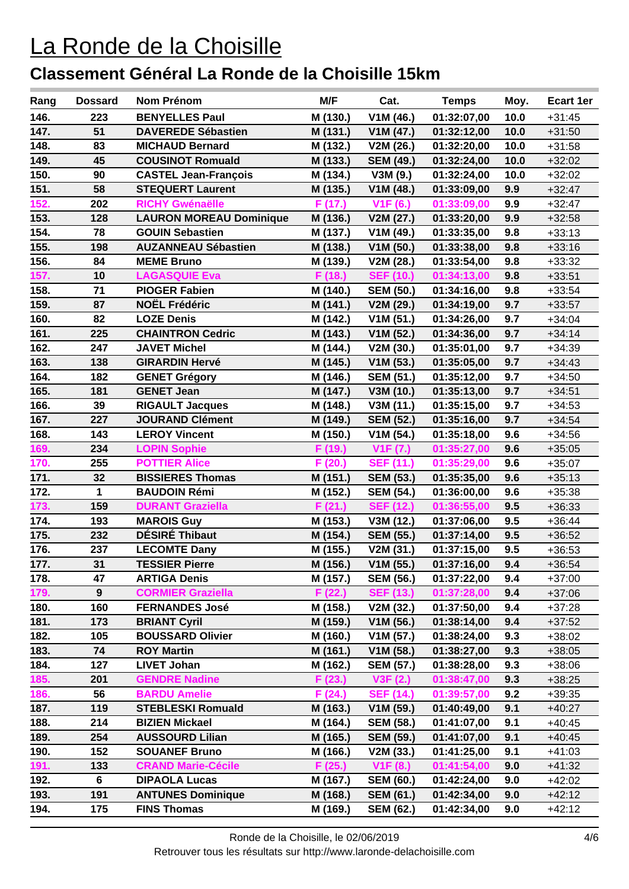# La Ronde de la Choisille

## Classement Général La Ronde de la Choisille 15km

| Rang | Dossard | Nom Prénom | M/F | Cat. | Temps | Moy. | Ecart 1er |
|---|---|---|---|---|---|---|---|
| 146. | 223 | BENYELLES Paul | M (130.) | V1M (46.) | 01:32:07,00 | 10.0 | +31:45 |
| 147. | 51 | DAVEREDE Sébastien | M (131.) | V1M (47.) | 01:32:12,00 | 10.0 | +31:50 |
| 148. | 83 | MICHAUD Bernard | M (132.) | V2M (26.) | 01:32:20,00 | 10.0 | +31:58 |
| 149. | 45 | COUSINOT Romuald | M (133.) | SEM (49.) | 01:32:24,00 | 10.0 | +32:02 |
| 150. | 90 | CASTEL Jean-François | M (134.) | V3M (9.) | 01:32:24,00 | 10.0 | +32:02 |
| 151. | 58 | STEQUERT Laurent | M (135.) | V1M (48.) | 01:33:09,00 | 9.9 | +32:47 |
| 152. | 202 | RICHY Gwénaëlle | F (17.) | V1F (6.) | 01:33:09,00 | 9.9 | +32:47 |
| 153. | 128 | LAURON MOREAU Dominique | M (136.) | V2M (27.) | 01:33:20,00 | 9.9 | +32:58 |
| 154. | 78 | GOUIN Sebastien | M (137.) | V1M (49.) | 01:33:35,00 | 9.8 | +33:13 |
| 155. | 198 | AUZANNEAU Sébastien | M (138.) | V1M (50.) | 01:33:38,00 | 9.8 | +33:16 |
| 156. | 84 | MEME Bruno | M (139.) | V2M (28.) | 01:33:54,00 | 9.8 | +33:32 |
| 157. | 10 | LAGASQUIE Eva | F (18.) | SEF (10.) | 01:34:13,00 | 9.8 | +33:51 |
| 158. | 71 | PIOGER Fabien | M (140.) | SEM (50.) | 01:34:16,00 | 9.8 | +33:54 |
| 159. | 87 | NOËL Frédéric | M (141.) | V2M (29.) | 01:34:19,00 | 9.7 | +33:57 |
| 160. | 82 | LOZE Denis | M (142.) | V1M (51.) | 01:34:26,00 | 9.7 | +34:04 |
| 161. | 225 | CHAINTRON Cedric | M (143.) | V1M (52.) | 01:34:36,00 | 9.7 | +34:14 |
| 162. | 247 | JAVET Michel | M (144.) | V2M (30.) | 01:35:01,00 | 9.7 | +34:39 |
| 163. | 138 | GIRARDIN Hervé | M (145.) | V1M (53.) | 01:35:05,00 | 9.7 | +34:43 |
| 164. | 182 | GENET Grégory | M (146.) | SEM (51.) | 01:35:12,00 | 9.7 | +34:50 |
| 165. | 181 | GENET Jean | M (147.) | V3M (10.) | 01:35:13,00 | 9.7 | +34:51 |
| 166. | 39 | RIGAULT Jacques | M (148.) | V3M (11.) | 01:35:15,00 | 9.7 | +34:53 |
| 167. | 227 | JOURAND Clément | M (149.) | SEM (52.) | 01:35:16,00 | 9.7 | +34:54 |
| 168. | 143 | LEROY Vincent | M (150.) | V1M (54.) | 01:35:18,00 | 9.6 | +34:56 |
| 169. | 234 | LOPIN Sophie | F (19.) | V1F (7.) | 01:35:27,00 | 9.6 | +35:05 |
| 170. | 255 | POTTIER Alice | F (20.) | SEF (11.) | 01:35:29,00 | 9.6 | +35:07 |
| 171. | 32 | BISSIERES Thomas | M (151.) | SEM (53.) | 01:35:35,00 | 9.6 | +35:13 |
| 172. | 1 | BAUDOIN Rémi | M (152.) | SEM (54.) | 01:36:00,00 | 9.6 | +35:38 |
| 173. | 159 | DURANT Graziella | F (21.) | SEF (12.) | 01:36:55,00 | 9.5 | +36:33 |
| 174. | 193 | MAROIS Guy | M (153.) | V3M (12.) | 01:37:06,00 | 9.5 | +36:44 |
| 175. | 232 | DÉSIRÉ Thibaut | M (154.) | SEM (55.) | 01:37:14,00 | 9.5 | +36:52 |
| 176. | 237 | LECOMTE Dany | M (155.) | V2M (31.) | 01:37:15,00 | 9.5 | +36:53 |
| 177. | 31 | TESSIER Pierre | M (156.) | V1M (55.) | 01:37:16,00 | 9.4 | +36:54 |
| 178. | 47 | ARTIGA Denis | M (157.) | SEM (56.) | 01:37:22,00 | 9.4 | +37:00 |
| 179. | 9 | CORMIER Graziella | F (22.) | SEF (13.) | 01:37:28,00 | 9.4 | +37:06 |
| 180. | 160 | FERNANDES José | M (158.) | V2M (32.) | 01:37:50,00 | 9.4 | +37:28 |
| 181. | 173 | BRIANT Cyril | M (159.) | V1M (56.) | 01:38:14,00 | 9.4 | +37:52 |
| 182. | 105 | BOUSSARD Olivier | M (160.) | V1M (57.) | 01:38:24,00 | 9.3 | +38:02 |
| 183. | 74 | ROY Martin | M (161.) | V1M (58.) | 01:38:27,00 | 9.3 | +38:05 |
| 184. | 127 | LIVET Johan | M (162.) | SEM (57.) | 01:38:28,00 | 9.3 | +38:06 |
| 185. | 201 | GENDRE Nadine | F (23.) | V3F (2.) | 01:38:47,00 | 9.3 | +38:25 |
| 186. | 56 | BARDU Amelie | F (24.) | SEF (14.) | 01:39:57,00 | 9.2 | +39:35 |
| 187. | 119 | STEBLESKI Romuald | M (163.) | V1M (59.) | 01:40:49,00 | 9.1 | +40:27 |
| 188. | 214 | BIZIEN Mickael | M (164.) | SEM (58.) | 01:41:07,00 | 9.1 | +40:45 |
| 189. | 254 | AUSSOURD Lilian | M (165.) | SEM (59.) | 01:41:07,00 | 9.1 | +40:45 |
| 190. | 152 | SOUANEF Bruno | M (166.) | V2M (33.) | 01:41:25,00 | 9.1 | +41:03 |
| 191. | 133 | CRAND Marie-Cécile | F (25.) | V1F (8.) | 01:41:54,00 | 9.0 | +41:32 |
| 192. | 6 | DIPAOLA Lucas | M (167.) | SEM (60.) | 01:42:24,00 | 9.0 | +42:02 |
| 193. | 191 | ANTUNES Dominique | M (168.) | SEM (61.) | 01:42:34,00 | 9.0 | +42:12 |
| 194. | 175 | FINS Thomas | M (169.) | SEM (62.) | 01:42:34,00 | 9.0 | +42:12 |

Ronde de la Choisille, le 02/06/2019

Retrouver tous les résultats sur http://www.laronde-delachoisille.com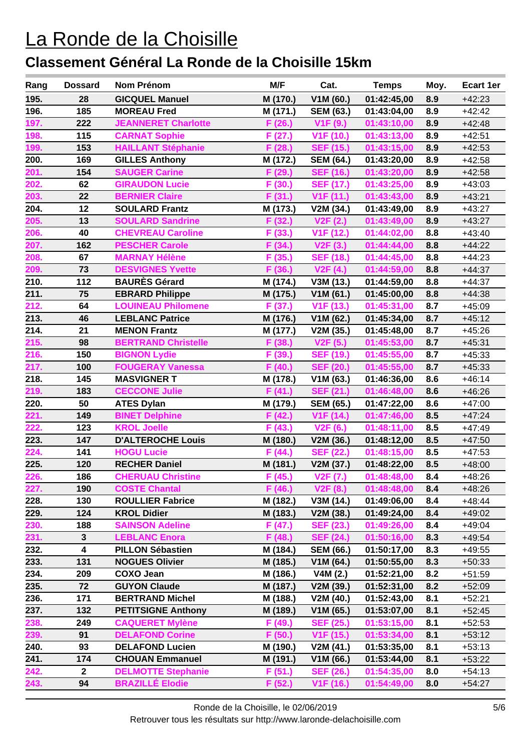# La Ronde de la Choisille

## Classement Général La Ronde de la Choisille 15km

| Rang | Dossard | Nom Prénom | M/F | Cat. | Temps | Moy. | Ecart 1er |
|---|---|---|---|---|---|---|---|
| 195. | 28 | GICQUEL Manuel | M (170.) | V1M (60.) | 01:42:45,00 | 8.9 | +42:23 |
| 196. | 185 | MOREAU Fred | M (171.) | SEM (63.) | 01:43:04,00 | 8.9 | +42:42 |
| 197. | 222 | JEANNERET Charlotte | F (26.) | V1F (9.) | 01:43:10,00 | 8.9 | +42:48 |
| 198. | 115 | CARNAT Sophie | F (27.) | V1F (10.) | 01:43:13,00 | 8.9 | +42:51 |
| 199. | 153 | HAILLANT Stéphanie | F (28.) | SEF (15.) | 01:43:15,00 | 8.9 | +42:53 |
| 200. | 169 | GILLES Anthony | M (172.) | SEM (64.) | 01:43:20,00 | 8.9 | +42:58 |
| 201. | 154 | SAUGER Carine | F (29.) | SEF (16.) | 01:43:20,00 | 8.9 | +42:58 |
| 202. | 62 | GIRAUDON Lucie | F (30.) | SEF (17.) | 01:43:25,00 | 8.9 | +43:03 |
| 203. | 22 | BERNIER Claire | F (31.) | V1F (11.) | 01:43:43,00 | 8.9 | +43:21 |
| 204. | 12 | SOULARD Frantz | M (173.) | V2M (34.) | 01:43:49,00 | 8.9 | +43:27 |
| 205. | 13 | SOULARD Sandrine | F (32.) | V2F (2.) | 01:43:49,00 | 8.9 | +43:27 |
| 206. | 40 | CHEVREAU Caroline | F (33.) | V1F (12.) | 01:44:02,00 | 8.8 | +43:40 |
| 207. | 162 | PESCHER Carole | F (34.) | V2F (3.) | 01:44:44,00 | 8.8 | +44:22 |
| 208. | 67 | MARNAY Hélène | F (35.) | SEF (18.) | 01:44:45,00 | 8.8 | +44:23 |
| 209. | 73 | DESVIGNES Yvette | F (36.) | V2F (4.) | 01:44:59,00 | 8.8 | +44:37 |
| 210. | 112 | BAURÈS Gérard | M (174.) | V3M (13.) | 01:44:59,00 | 8.8 | +44:37 |
| 211. | 75 | EBRARD Philippe | M (175.) | V1M (61.) | 01:45:00,00 | 8.8 | +44:38 |
| 212. | 64 | LOUINEAU Philomene | F (37.) | V1F (13.) | 01:45:31,00 | 8.7 | +45:09 |
| 213. | 46 | LEBLANC Patrice | M (176.) | V1M (62.) | 01:45:34,00 | 8.7 | +45:12 |
| 214. | 21 | MENON Frantz | M (177.) | V2M (35.) | 01:45:48,00 | 8.7 | +45:26 |
| 215. | 98 | BERTRAND Christelle | F (38.) | V2F (5.) | 01:45:53,00 | 8.7 | +45:31 |
| 216. | 150 | BIGNON Lydie | F (39.) | SEF (19.) | 01:45:55,00 | 8.7 | +45:33 |
| 217. | 100 | FOUGERAY Vanessa | F (40.) | SEF (20.) | 01:45:55,00 | 8.7 | +45:33 |
| 218. | 145 | MASVIGNER T | M (178.) | V1M (63.) | 01:46:36,00 | 8.6 | +46:14 |
| 219. | 183 | CECCONE Julie | F (41.) | SEF (21.) | 01:46:48,00 | 8.6 | +46:26 |
| 220. | 50 | ATES Dylan | M (179.) | SEM (65.) | 01:47:22,00 | 8.6 | +47:00 |
| 221. | 149 | BINET Delphine | F (42.) | V1F (14.) | 01:47:46,00 | 8.5 | +47:24 |
| 222. | 123 | KROL Joelle | F (43.) | V2F (6.) | 01:48:11,00 | 8.5 | +47:49 |
| 223. | 147 | D'ALTEROCHE Louis | M (180.) | V2M (36.) | 01:48:12,00 | 8.5 | +47:50 |
| 224. | 141 | HOGU Lucie | F (44.) | SEF (22.) | 01:48:15,00 | 8.5 | +47:53 |
| 225. | 120 | RECHER Daniel | M (181.) | V2M (37.) | 01:48:22,00 | 8.5 | +48:00 |
| 226. | 186 | CHERUAU Christine | F (45.) | V2F (7.) | 01:48:48,00 | 8.4 | +48:26 |
| 227. | 190 | COSTE Chantal | F (46.) | V2F (8.) | 01:48:48,00 | 8.4 | +48:26 |
| 228. | 130 | ROULLIER Fabrice | M (182.) | V3M (14.) | 01:49:06,00 | 8.4 | +48:44 |
| 229. | 124 | KROL Didier | M (183.) | V2M (38.) | 01:49:24,00 | 8.4 | +49:02 |
| 230. | 188 | SAINSON Adeline | F (47.) | SEF (23.) | 01:49:26,00 | 8.4 | +49:04 |
| 231. | 3 | LEBLANC Enora | F (48.) | SEF (24.) | 01:50:16,00 | 8.3 | +49:54 |
| 232. | 4 | PILLON Sébastien | M (184.) | SEM (66.) | 01:50:17,00 | 8.3 | +49:55 |
| 233. | 131 | NOGUES Olivier | M (185.) | V1M (64.) | 01:50:55,00 | 8.3 | +50:33 |
| 234. | 209 | COXO Jean | M (186.) | V4M (2.) | 01:52:21,00 | 8.2 | +51:59 |
| 235. | 72 | GUYON Claude | M (187.) | V2M (39.) | 01:52:31,00 | 8.2 | +52:09 |
| 236. | 171 | BERTRAND Michel | M (188.) | V2M (40.) | 01:52:43,00 | 8.1 | +52:21 |
| 237. | 132 | PETITSIGNE Anthony | M (189.) | V1M (65.) | 01:53:07,00 | 8.1 | +52:45 |
| 238. | 249 | CAQUERET Mylène | F (49.) | SEF (25.) | 01:53:15,00 | 8.1 | +52:53 |
| 239. | 91 | DELAFOND Corine | F (50.) | V1F (15.) | 01:53:34,00 | 8.1 | +53:12 |
| 240. | 93 | DELAFOND Lucien | M (190.) | V2M (41.) | 01:53:35,00 | 8.1 | +53:13 |
| 241. | 174 | CHOUAN Emmanuel | M (191.) | V1M (66.) | 01:53:44,00 | 8.1 | +53:22 |
| 242. | 2 | DELMOTTE Stephanie | F (51.) | SEF (26.) | 01:54:35,00 | 8.0 | +54:13 |
| 243. | 94 | BRAZILLÉ Elodie | F (52.) | V1F (16.) | 01:54:49,00 | 8.0 | +54:27 |

Ronde de la Choisille, le 02/06/2019

Retrouver tous les résultats sur http://www.laronde-delachoisille.com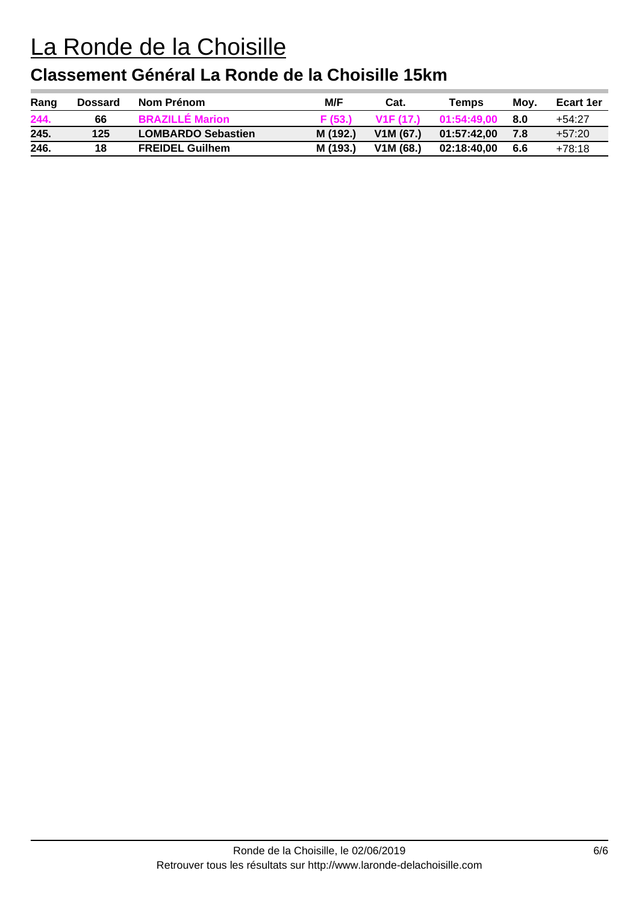# La Ronde de la Choisille

## Classement Général La Ronde de la Choisille 15km

| Rang | Dossard | Nom Prénom | M/F | Cat. | Temps | Moy. | Ecart 1er |
|---|---|---|---|---|---|---|---|
| 244. | 66 | BRAZILLÉ Marion | F (53.) | V1F (17.) | 01:54:49,00 | 8.0 | +54:27 |
| 245. | 125 | LOMBARDO Sebastien | M (192.) | V1M (67.) | 01:57:42,00 | 7.8 | +57:20 |
| 246. | 18 | FREIDEL Guilhem | M (193.) | V1M (68.) | 02:18:40,00 | 6.6 | +78:18 |

Ronde de la Choisille, le 02/06/2019

Retrouver tous les résultats sur http://www.laronde-delachoisille.com